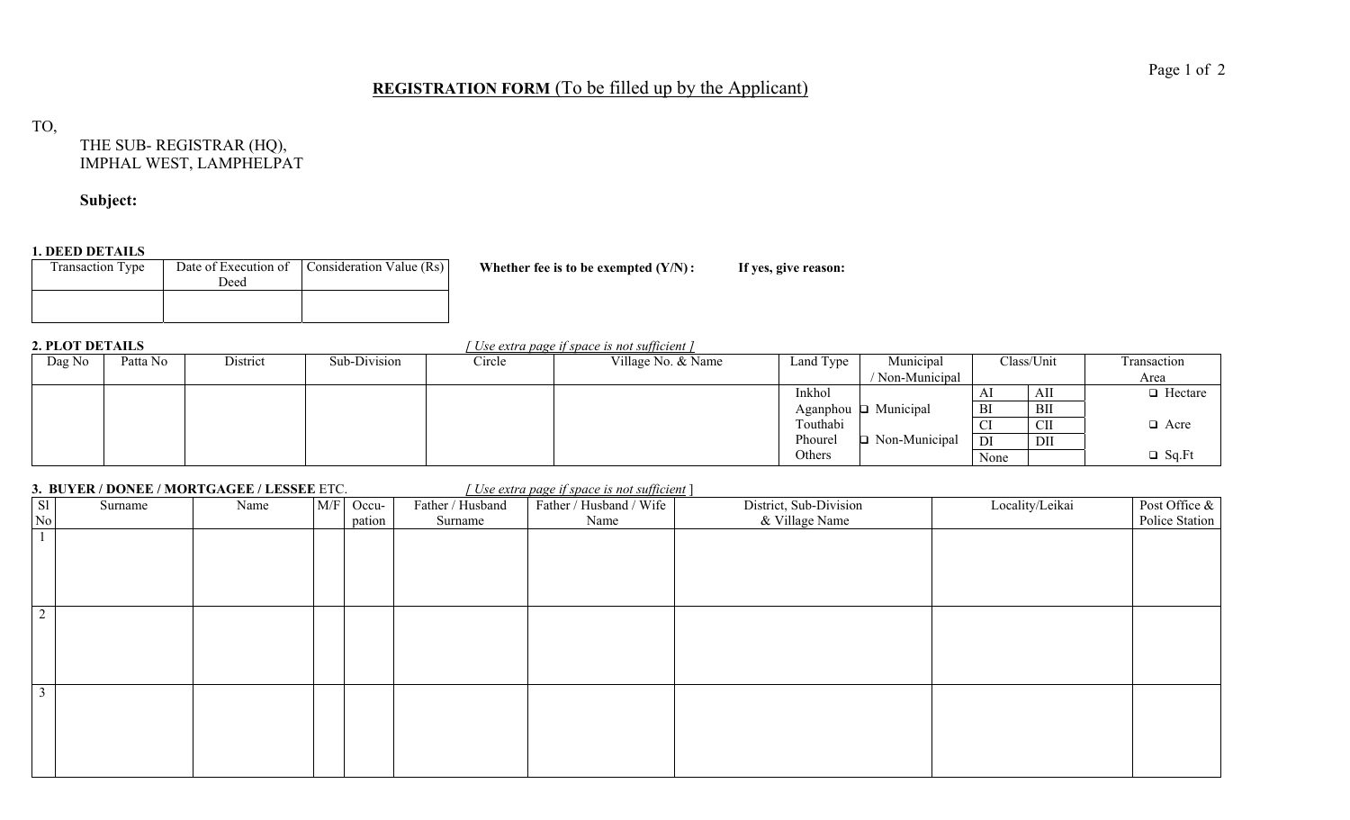**REGISTRATION FORM** (To be filled up by the Applicant)

TO,

THE SUB- REGISTRAR (HQ),
IMPHAL WEST, LAMPHELPAT

**Subject:**

**1. DEED DETAILS**

| Transaction Type | Date of Execution of Deed | Consideration Value (Rs) |
|---|---|---|
| | | |

**Whether fee is to be exempted (Y/N) :** **If yes, give reason:**

**2. PLOT DETAILS** *[ Use extra page if space is not sufficient ]*

| Dag No | Patta No | District | Sub-Division | Circle | Village No. & Name | Land Type | Municipal / Non-Municipal | Class/Unit | | Transaction Area |
|---|---|---|---|---|---|---|---|---|---|---|
| | | | | | | Inkhol<br>Aganphou<br>Touthabi<br>Phourel<br>Others | ❑ Municipal<br>❑ Non-Municipal | AI<br>BI<br>CI<br>DI<br>None | AII<br>BII<br>CII<br>DII | ❑ Hectare<br>❑ Acre<br>❑ Sq.Ft |

**3. BUYER / DONEE / MORTGAGEE / LESSEE** ETC. *[ Use extra page if space is not sufficient ]*

| Sl No | Surname | Name | M/F | Occu-pation | Father / Husband Surname | Father / Husband / Wife Name | District, Sub-Division & Village Name | Locality/Leikai | Post Office & Police Station |
|---|---|---|---|---|---|---|---|---|---|
| 1 | | | | | | | | | |
| 2 | | | | | | | | | |
| 3 | | | | | | | | | |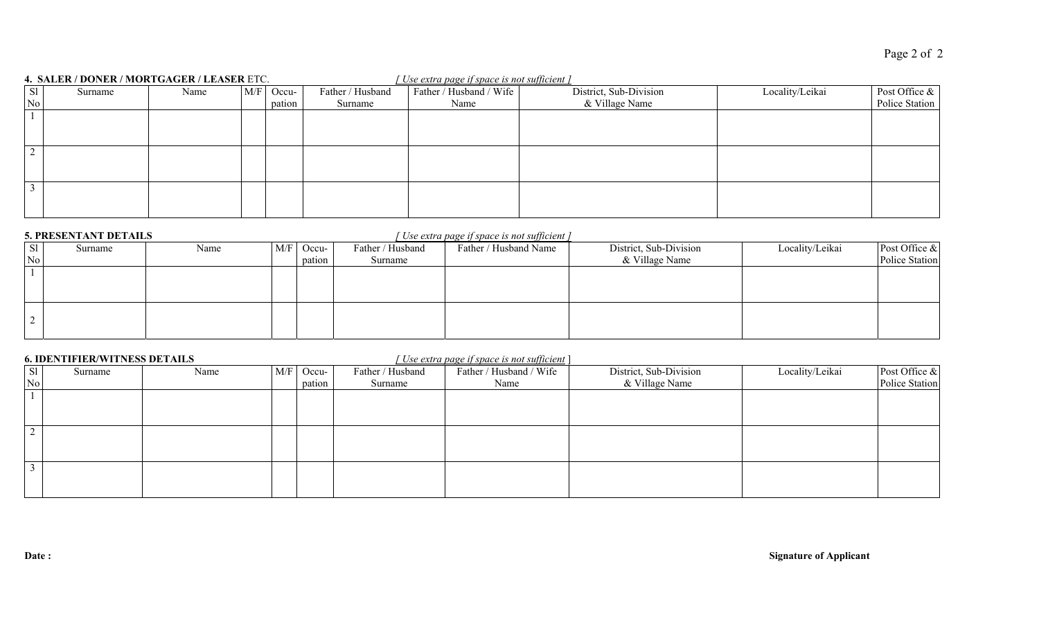**4. SALER / DONER / MORTGAGER / LEASER** ETC. *[ Use extra page if space is not sufficient ]*

| Sl No | Surname | Name | M/F | Occu-pation | Father / Husband Surname | Father / Husband / Wife Name | District, Sub-Division & Village Name | Locality/Leikai | Post Office & Police Station |
|---|---|---|---|---|---|---|---|---|---|
| 1 | | | | | | | | | |
| 2 | | | | | | | | | |
| 3 | | | | | | | | | |

**5. PRESENTANT DETAILS** *[ Use extra page if space is not sufficient ]*

| Sl No | Surname | Name | M/F | Occu-pation | Father / Husband Surname | Father / Husband Name | District, Sub-Division & Village Name | Locality/Leikai | Post Office & Police Station |
|---|---|---|---|---|---|---|---|---|---|
| 1 | | | | | | | | | |
| 2 | | | | | | | | | |

**6. IDENTIFIER/WITNESS DETAILS** *[ Use extra page if space is not sufficient ]*

| Sl No | Surname | Name | M/F | Occu-pation | Father / Husband Surname | Father / Husband / Wife Name | District, Sub-Division & Village Name | Locality/Leikai | Post Office & Police Station |
|---|---|---|---|---|---|---|---|---|---|
| 1 | | | | | | | | | |
| 2 | | | | | | | | | |
| 3 | | | | | | | | | |

**Date :**

**Signature of Applicant**